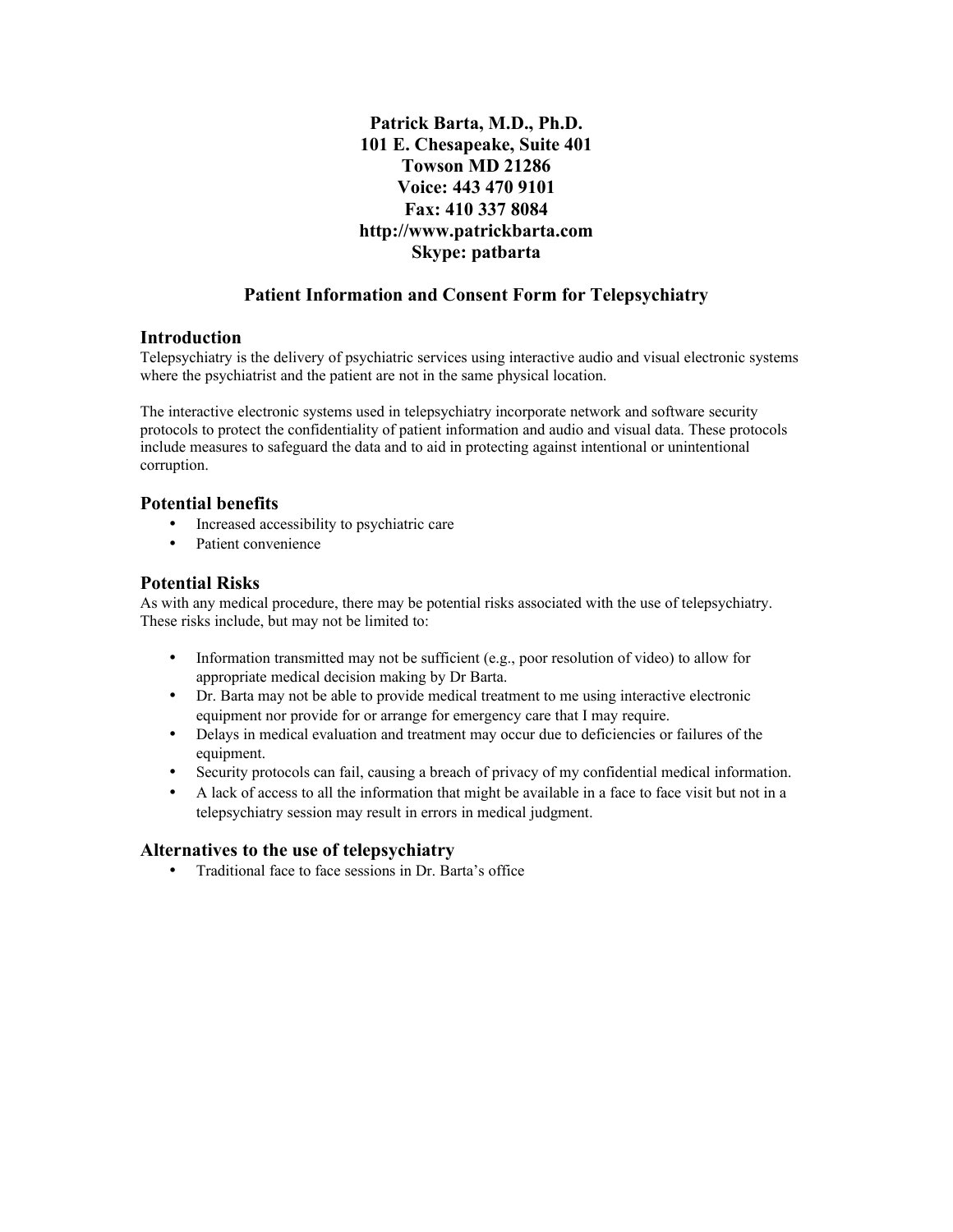**Patrick Barta, M.D., Ph.D.**
**101 E. Chesapeake, Suite 401**
**Towson MD 21286**
**Voice: 443 470 9101**
**Fax: 410 337 8084**
**http://www.patrickbarta.com**
**Skype: patbarta**

# Patient Information and Consent Form for Telepsychiatry

## Introduction

Telepsychiatry is the delivery of psychiatric services using interactive audio and visual electronic systems where the psychiatrist and the patient are not in the same physical location.

The interactive electronic systems used in telepsychiatry incorporate network and software security protocols to protect the confidentiality of patient information and audio and visual data. These protocols include measures to safeguard the data and to aid in protecting against intentional or unintentional corruption.

## Potential benefits

- Increased accessibility to psychiatric care
- Patient convenience

## Potential Risks

As with any medical procedure, there may be potential risks associated with the use of telepsychiatry. These risks include, but may not be limited to:

- Information transmitted may not be sufficient (e.g., poor resolution of video) to allow for appropriate medical decision making by Dr Barta.
- Dr. Barta may not be able to provide medical treatment to me using interactive electronic equipment nor provide for or arrange for emergency care that I may require.
- Delays in medical evaluation and treatment may occur due to deficiencies or failures of the equipment.
- Security protocols can fail, causing a breach of privacy of my confidential medical information.
- A lack of access to all the information that might be available in a face to face visit but not in a telepsychiatry session may result in errors in medical judgment.

## Alternatives to the use of telepsychiatry

- Traditional face to face sessions in Dr. Barta's office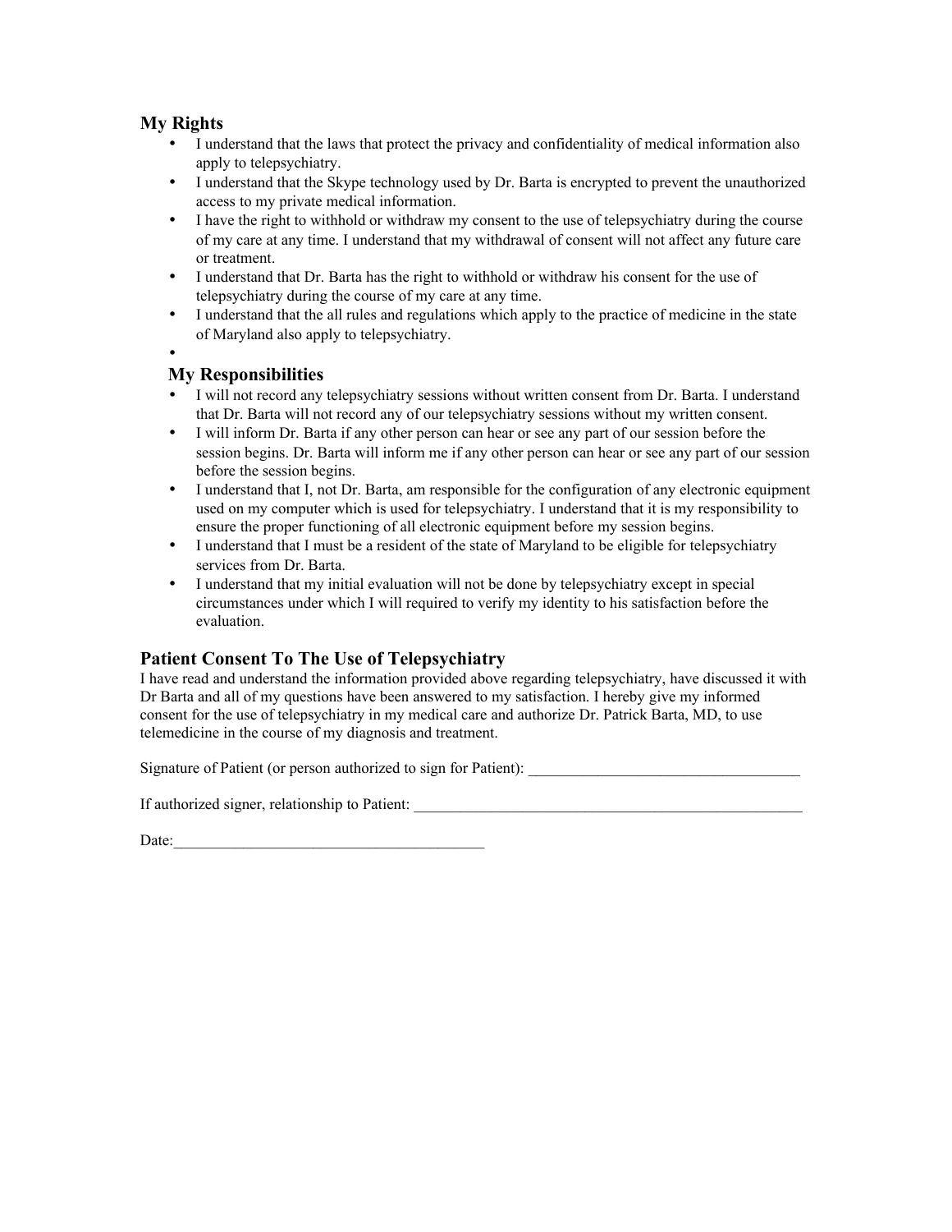## My Rights

- I understand that the laws that protect the privacy and confidentiality of medical information also apply to telepsychiatry.
- I understand that the Skype technology used by Dr. Barta is encrypted to prevent the unauthorized access to my private medical information.
- I have the right to withhold or withdraw my consent to the use of telepsychiatry during the course of my care at any time. I understand that my withdrawal of consent will not affect any future care or treatment.
- I understand that Dr. Barta has the right to withhold or withdraw his consent for the use of telepsychiatry during the course of my care at any time.
- I understand that the all rules and regulations which apply to the practice of medicine in the state of Maryland also apply to telepsychiatry.
-

## My Responsibilities

- I will not record any telepsychiatry sessions without written consent from Dr. Barta. I understand that Dr. Barta will not record any of our telepsychiatry sessions without my written consent.
- I will inform Dr. Barta if any other person can hear or see any part of our session before the session begins. Dr. Barta will inform me if any other person can hear or see any part of our session before the session begins.
- I understand that I, not Dr. Barta, am responsible for the configuration of any electronic equipment used on my computer which is used for telepsychiatry. I understand that it is my responsibility to ensure the proper functioning of all electronic equipment before my session begins.
- I understand that I must be a resident of the state of Maryland to be eligible for telepsychiatry services from Dr. Barta.
- I understand that my initial evaluation will not be done by telepsychiatry except in special circumstances under which I will required to verify my identity to his satisfaction before the evaluation.

## Patient Consent To The Use of Telepsychiatry

I have read and understand the information provided above regarding telepsychiatry, have discussed it with Dr Barta and all of my questions have been answered to my satisfaction. I hereby give my informed consent for the use of telepsychiatry in my medical care and authorize Dr. Patrick Barta, MD, to use telemedicine in the course of my diagnosis and treatment.

Signature of Patient (or person authorized to sign for Patient): ___________________________________

If authorized signer, relationship to Patient: ___________________________________________________

Date:________________________________________